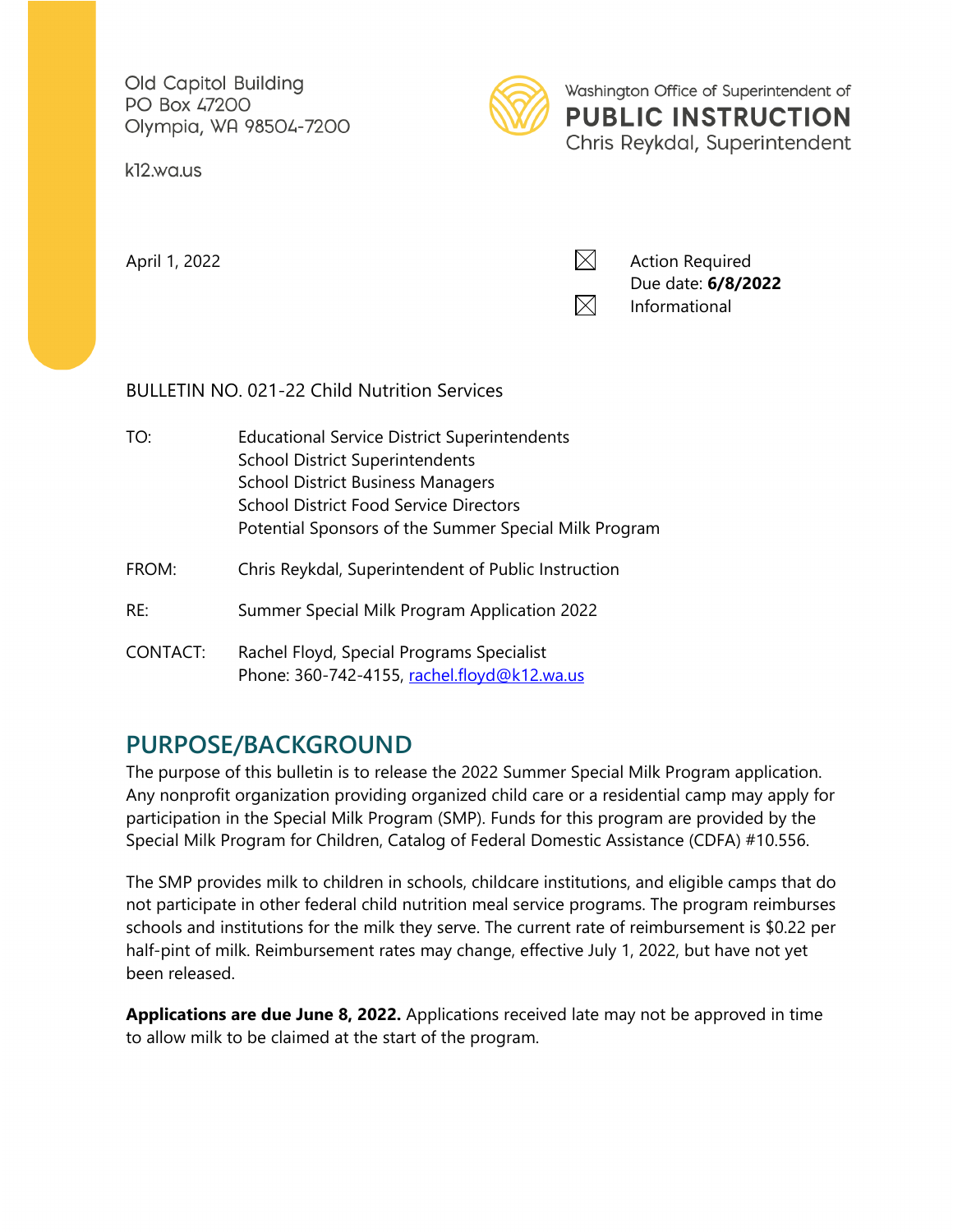Old Capitol Building
PO Box 47200
Olympia, WA 98504-7200

k12.wa.us

Washington Office of Superintendent of
**PUBLIC INSTRUCTION**
Chris Reykdal, Superintendent

April 1, 2022

☒ Action Required
Due date: **6/8/2022**
☒ Informational

BULLETIN NO. 021-22 Child Nutrition Services

TO: Educational Service District Superintendents
School District Superintendents
School District Business Managers
School District Food Service Directors
Potential Sponsors of the Summer Special Milk Program

FROM: Chris Reykdal, Superintendent of Public Instruction

RE: Summer Special Milk Program Application 2022

CONTACT: Rachel Floyd, Special Programs Specialist
Phone: 360-742-4155, rachel.floyd@k12.wa.us

## PURPOSE/BACKGROUND

The purpose of this bulletin is to release the 2022 Summer Special Milk Program application. Any nonprofit organization providing organized child care or a residential camp may apply for participation in the Special Milk Program (SMP). Funds for this program are provided by the Special Milk Program for Children, Catalog of Federal Domestic Assistance (CDFA) #10.556.

The SMP provides milk to children in schools, childcare institutions, and eligible camps that do not participate in other federal child nutrition meal service programs. The program reimburses schools and institutions for the milk they serve. The current rate of reimbursement is $0.22 per half-pint of milk. Reimbursement rates may change, effective July 1, 2022, but have not yet been released.

**Applications are due June 8, 2022.** Applications received late may not be approved in time to allow milk to be claimed at the start of the program.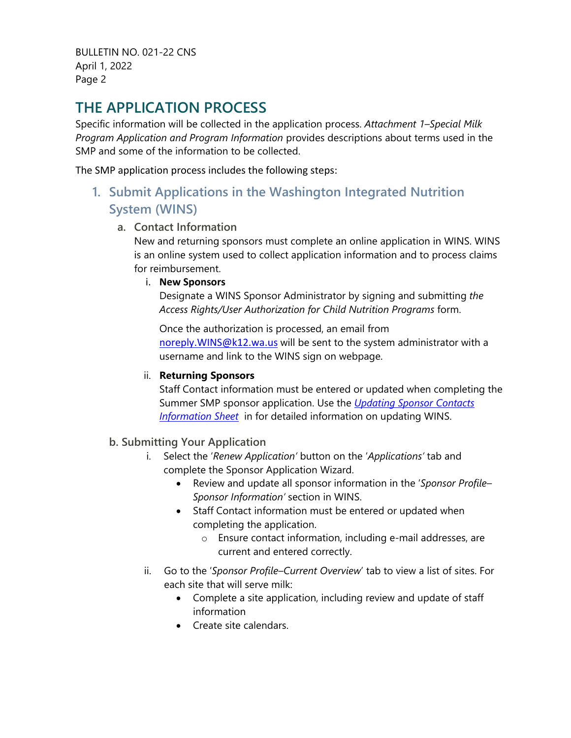# THE APPLICATION PROCESS

Specific information will be collected in the application process. *Attachment 1–Special Milk Program Application and Program Information* provides descriptions about terms used in the SMP and some of the information to be collected.

The SMP application process includes the following steps:

## 1. Submit Applications in the Washington Integrated Nutrition System (WINS)

### a. Contact Information

New and returning sponsors must complete an online application in WINS. WINS is an online system used to collect application information and to process claims for reimbursement.

i. **New Sponsors**

Designate a WINS Sponsor Administrator by signing and submitting *the Access Rights/User Authorization for Child Nutrition Programs* form.

Once the authorization is processed, an email from [noreply.WINS@k12.wa.us](mailto:noreply.WINS@k12.wa.us) will be sent to the system administrator with a username and link to the WINS sign on webpage.

ii. **Returning Sponsors**

Staff Contact information must be entered or updated when completing the Summer SMP sponsor application. Use the *[Updating Sponsor Contacts Information Sheet](Updating Sponsor Contacts Information Sheet)* in for detailed information on updating WINS.

### b. Submitting Your Application

i. Select the '*Renew Application'* button on the '*Applications'* tab and complete the Sponsor Application Wizard.
   - Review and update all sponsor information in the '*Sponsor Profile–Sponsor Information'* section in WINS.
   - Staff Contact information must be entered or updated when completing the application.
     - Ensure contact information, including e-mail addresses, are current and entered correctly.

ii. Go to the '*Sponsor Profile–Current Overview*' tab to view a list of sites. For each site that will serve milk:
   - Complete a site application, including review and update of staff information
   - Create site calendars.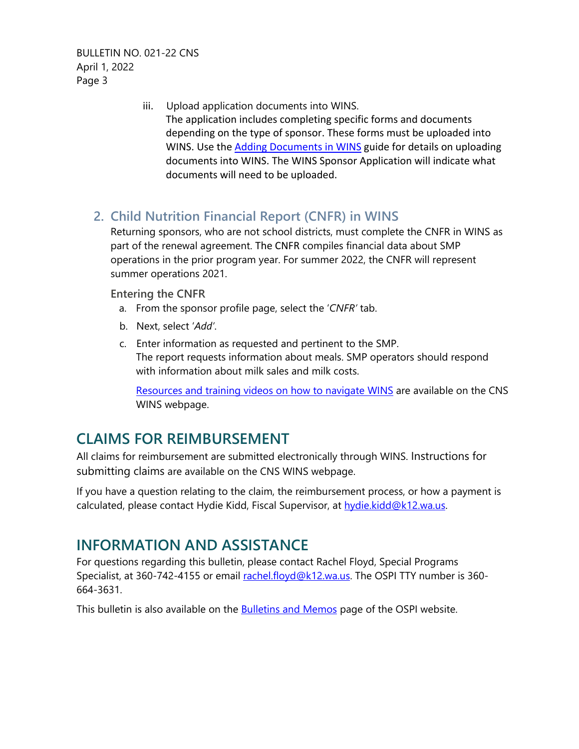iii. Upload application documents into WINS.
   The application includes completing specific forms and documents depending on the type of sponsor. These forms must be uploaded into WINS. Use the Adding Documents in WINS guide for details on uploading documents into WINS. The WINS Sponsor Application will indicate what documents will need to be uploaded.

### 2. Child Nutrition Financial Report (CNFR) in WINS

Returning sponsors, who are not school districts, must complete the CNFR in WINS as part of the renewal agreement. The CNFR compiles financial data about SMP operations in the prior program year. For summer 2022, the CNFR will represent summer operations 2021.

#### Entering the CNFR

a. From the sponsor profile page, select the '*CNFR*' tab.
b. Next, select '*Add*'.
c. Enter information as requested and pertinent to the SMP.
   The report requests information about meals. SMP operators should respond with information about milk sales and milk costs.

   Resources and training videos on how to navigate WINS are available on the CNS WINS webpage.

## CLAIMS FOR REIMBURSEMENT

All claims for reimbursement are submitted electronically through WINS. Instructions for submitting claims are available on the CNS WINS webpage.

If you have a question relating to the claim, the reimbursement process, or how a payment is calculated, please contact Hydie Kidd, Fiscal Supervisor, at hydie.kidd@k12.wa.us.

## INFORMATION AND ASSISTANCE

For questions regarding this bulletin, please contact Rachel Floyd, Special Programs Specialist, at 360-742-4155 or email rachel.floyd@k12.wa.us. The OSPI TTY number is 360-664-3631.

This bulletin is also available on the Bulletins and Memos page of the OSPI website.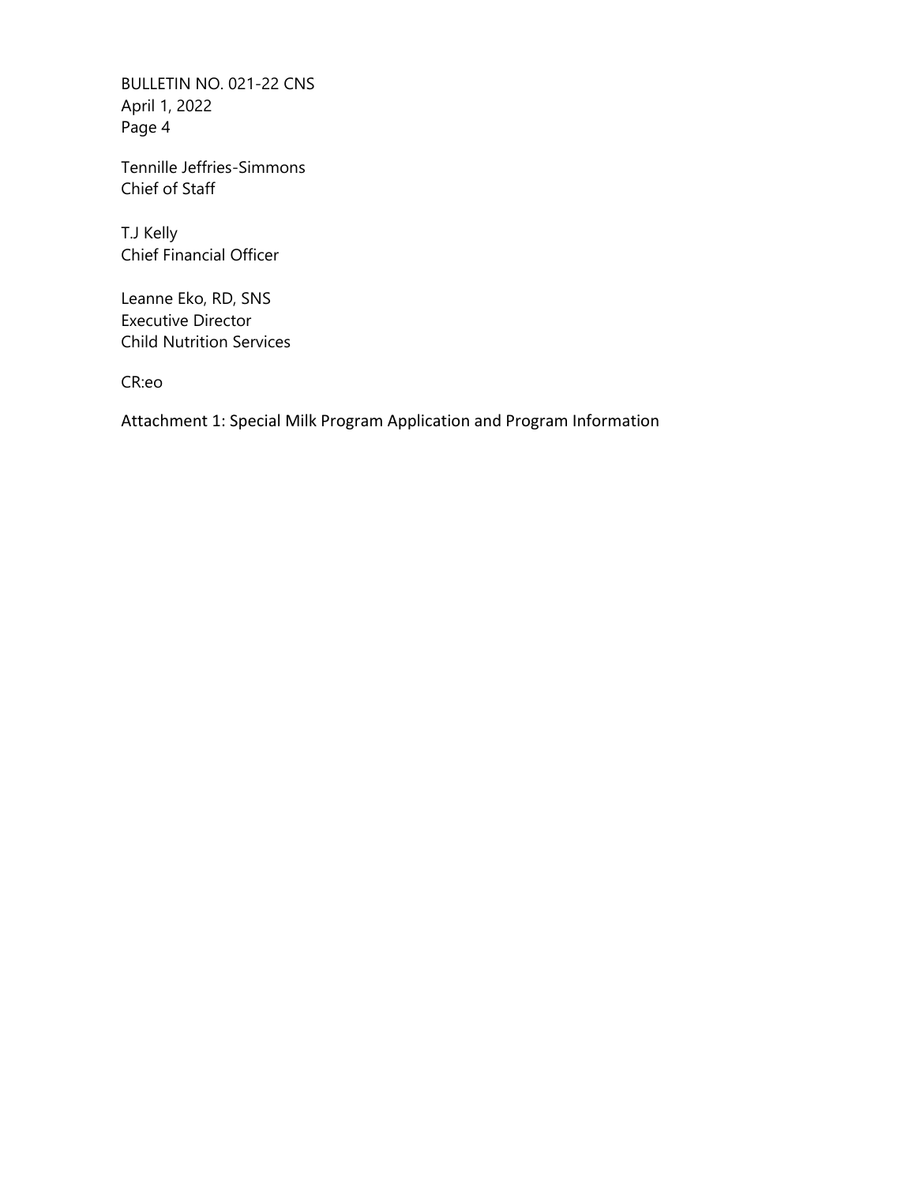Tennille Jeffries-Simmons
Chief of Staff

T.J Kelly
Chief Financial Officer

Leanne Eko, RD, SNS
Executive Director
Child Nutrition Services

CR:eo

Attachment 1: Special Milk Program Application and Program Information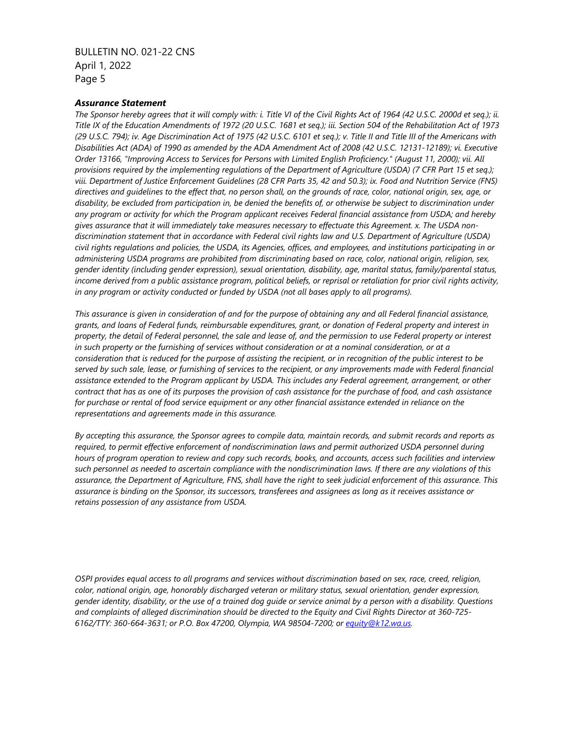### *Assurance Statement*

*The Sponsor hereby agrees that it will comply with: i. Title VI of the Civil Rights Act of 1964 (42 U.S.C. 2000d et seq.); ii. Title IX of the Education Amendments of 1972 (20 U.S.C. 1681 et seq.); iii. Section 504 of the Rehabilitation Act of 1973 (29 U.S.C. 794); iv. Age Discrimination Act of 1975 (42 U.S.C. 6101 et seq.); v. Title II and Title III of the Americans with Disabilities Act (ADA) of 1990 as amended by the ADA Amendment Act of 2008 (42 U.S.C. 12131-12189); vi. Executive Order 13166, "Improving Access to Services for Persons with Limited English Proficiency." (August 11, 2000); vii. All provisions required by the implementing regulations of the Department of Agriculture (USDA) (7 CFR Part 15 et seq.); viii. Department of Justice Enforcement Guidelines (28 CFR Parts 35, 42 and 50.3); ix. Food and Nutrition Service (FNS) directives and guidelines to the effect that, no person shall, on the grounds of race, color, national origin, sex, age, or disability, be excluded from participation in, be denied the benefits of, or otherwise be subject to discrimination under any program or activity for which the Program applicant receives Federal financial assistance from USDA; and hereby gives assurance that it will immediately take measures necessary to effectuate this Agreement. x. The USDA non-discrimination statement that in accordance with Federal civil rights law and U.S. Department of Agriculture (USDA) civil rights regulations and policies, the USDA, its Agencies, offices, and employees, and institutions participating in or administering USDA programs are prohibited from discriminating based on race, color, national origin, religion, sex, gender identity (including gender expression), sexual orientation, disability, age, marital status, family/parental status, income derived from a public assistance program, political beliefs, or reprisal or retaliation for prior civil rights activity, in any program or activity conducted or funded by USDA (not all bases apply to all programs).*

*This assurance is given in consideration of and for the purpose of obtaining any and all Federal financial assistance, grants, and loans of Federal funds, reimbursable expenditures, grant, or donation of Federal property and interest in property, the detail of Federal personnel, the sale and lease of, and the permission to use Federal property or interest in such property or the furnishing of services without consideration or at a nominal consideration, or at a consideration that is reduced for the purpose of assisting the recipient, or in recognition of the public interest to be served by such sale, lease, or furnishing of services to the recipient, or any improvements made with Federal financial assistance extended to the Program applicant by USDA. This includes any Federal agreement, arrangement, or other contract that has as one of its purposes the provision of cash assistance for the purchase of food, and cash assistance for purchase or rental of food service equipment or any other financial assistance extended in reliance on the representations and agreements made in this assurance.*

*By accepting this assurance, the Sponsor agrees to compile data, maintain records, and submit records and reports as required, to permit effective enforcement of nondiscrimination laws and permit authorized USDA personnel during hours of program operation to review and copy such records, books, and accounts, access such facilities and interview such personnel as needed to ascertain compliance with the nondiscrimination laws. If there are any violations of this assurance, the Department of Agriculture, FNS, shall have the right to seek judicial enforcement of this assurance. This assurance is binding on the Sponsor, its successors, transferees and assignees as long as it receives assistance or retains possession of any assistance from USDA.*

*OSPI provides equal access to all programs and services without discrimination based on sex, race, creed, religion, color, national origin, age, honorably discharged veteran or military status, sexual orientation, gender expression, gender identity, disability, or the use of a trained dog guide or service animal by a person with a disability. Questions and complaints of alleged discrimination should be directed to the Equity and Civil Rights Director at 360-725-6162/TTY: 360-664-3631; or P.O. Box 47200, Olympia, WA 98504-7200; or [equity@k12.wa.us](mailto:equity@k12.wa.us).*